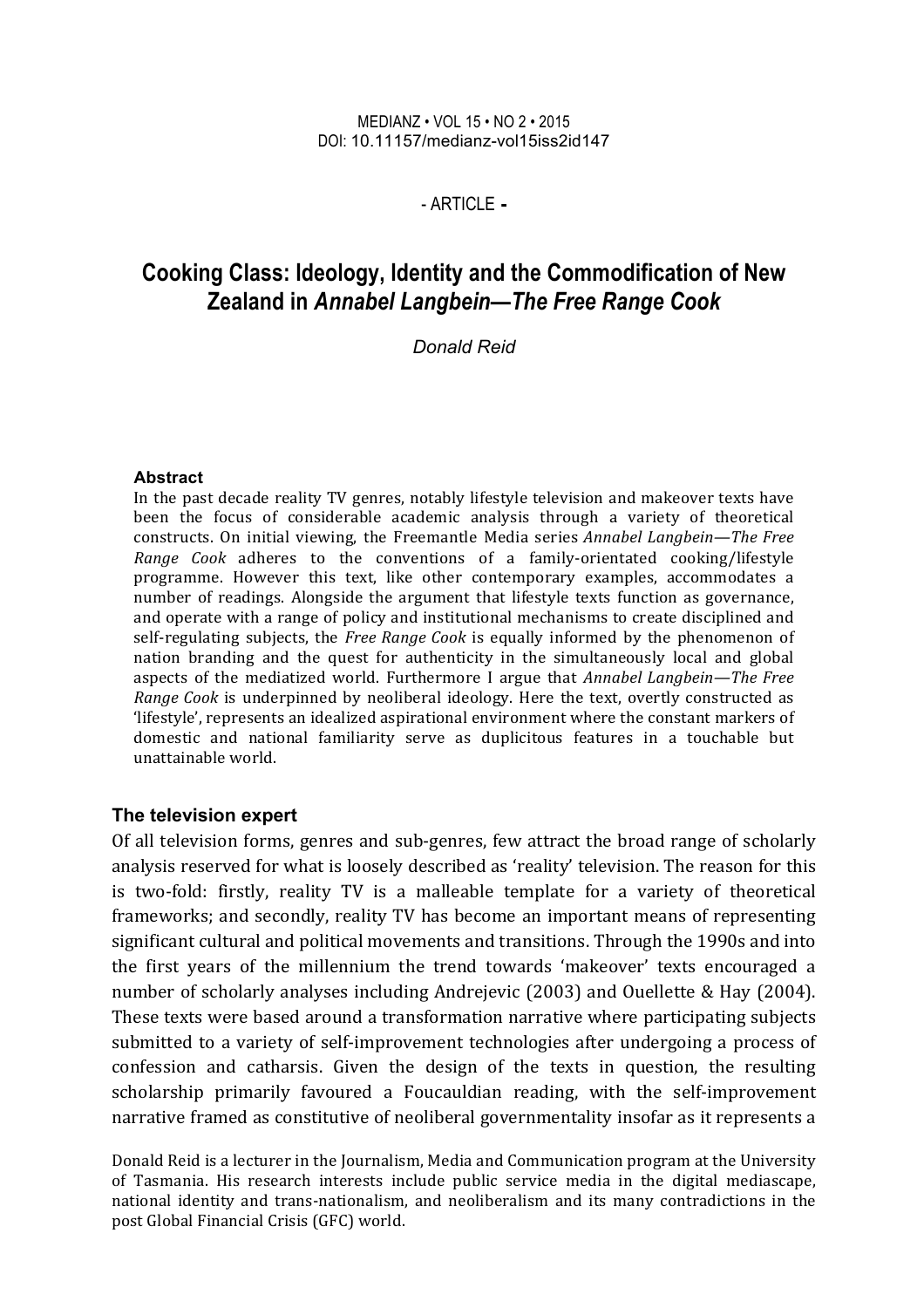MEDIANZ • VOL 15 • NO 2 • 2015
DOI: 10.11157/medianz-vol15iss2id147

\- ARTICLE -

# Cooking Class: Ideology, Identity and the Commodification of New Zealand in *Annabel Langbein—The Free Range Cook*

*Donald Reid*

**Abstract**

In the past decade reality TV genres, notably lifestyle television and makeover texts have been the focus of considerable academic analysis through a variety of theoretical constructs. On initial viewing, the Freemantle Media series *Annabel Langbein—The Free Range Cook* adheres to the conventions of a family-orientated cooking/lifestyle programme. However this text, like other contemporary examples, accommodates a number of readings. Alongside the argument that lifestyle texts function as governance, and operate with a range of policy and institutional mechanisms to create disciplined and self-regulating subjects, the *Free Range Cook* is equally informed by the phenomenon of nation branding and the quest for authenticity in the simultaneously local and global aspects of the mediatized world. Furthermore I argue that *Annabel Langbein—The Free Range Cook* is underpinned by neoliberal ideology. Here the text, overtly constructed as 'lifestyle', represents an idealized aspirational environment where the constant markers of domestic and national familiarity serve as duplicitous features in a touchable but unattainable world.

## The television expert

Of all television forms, genres and sub-genres, few attract the broad range of scholarly analysis reserved for what is loosely described as 'reality' television. The reason for this is two-fold: firstly, reality TV is a malleable template for a variety of theoretical frameworks; and secondly, reality TV has become an important means of representing significant cultural and political movements and transitions. Through the 1990s and into the first years of the millennium the trend towards 'makeover' texts encouraged a number of scholarly analyses including Andrejevic (2003) and Ouellette & Hay (2004). These texts were based around a transformation narrative where participating subjects submitted to a variety of self-improvement technologies after undergoing a process of confession and catharsis. Given the design of the texts in question, the resulting scholarship primarily favoured a Foucauldian reading, with the self-improvement narrative framed as constitutive of neoliberal governmentality insofar as it represents a

Donald Reid is a lecturer in the Journalism, Media and Communication program at the University of Tasmania. His research interests include public service media in the digital mediascape, national identity and trans-nationalism, and neoliberalism and its many contradictions in the post Global Financial Crisis (GFC) world.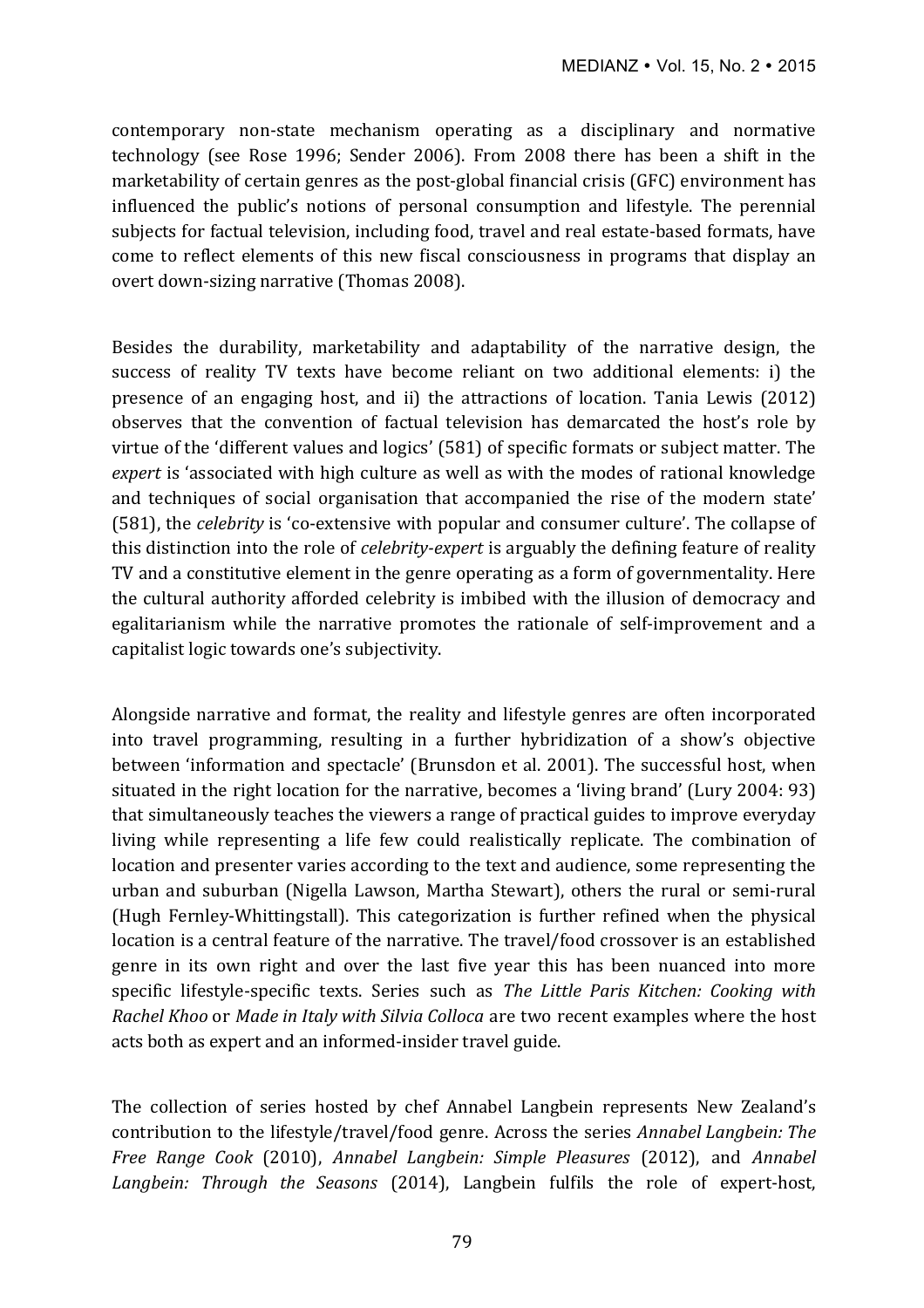contemporary non-state mechanism operating as a disciplinary and normative technology (see Rose 1996; Sender 2006). From 2008 there has been a shift in the marketability of certain genres as the post-global financial crisis (GFC) environment has influenced the public's notions of personal consumption and lifestyle. The perennial subjects for factual television, including food, travel and real estate-based formats, have come to reflect elements of this new fiscal consciousness in programs that display an overt down-sizing narrative (Thomas 2008).

Besides the durability, marketability and adaptability of the narrative design, the success of reality TV texts have become reliant on two additional elements: i) the presence of an engaging host, and ii) the attractions of location. Tania Lewis (2012) observes that the convention of factual television has demarcated the host's role by virtue of the 'different values and logics' (581) of specific formats or subject matter. The *expert* is 'associated with high culture as well as with the modes of rational knowledge and techniques of social organisation that accompanied the rise of the modern state' (581), the *celebrity* is 'co-extensive with popular and consumer culture'. The collapse of this distinction into the role of *celebrity-expert* is arguably the defining feature of reality TV and a constitutive element in the genre operating as a form of governmentality. Here the cultural authority afforded celebrity is imbibed with the illusion of democracy and egalitarianism while the narrative promotes the rationale of self-improvement and a capitalist logic towards one's subjectivity.

Alongside narrative and format, the reality and lifestyle genres are often incorporated into travel programming, resulting in a further hybridization of a show's objective between 'information and spectacle' (Brunsdon et al. 2001). The successful host, when situated in the right location for the narrative, becomes a 'living brand' (Lury 2004: 93) that simultaneously teaches the viewers a range of practical guides to improve everyday living while representing a life few could realistically replicate. The combination of location and presenter varies according to the text and audience, some representing the urban and suburban (Nigella Lawson, Martha Stewart), others the rural or semi-rural (Hugh Fernley-Whittingstall). This categorization is further refined when the physical location is a central feature of the narrative. The travel/food crossover is an established genre in its own right and over the last five year this has been nuanced into more specific lifestyle-specific texts. Series such as *The Little Paris Kitchen: Cooking with Rachel Khoo* or *Made in Italy with Silvia Colloca* are two recent examples where the host acts both as expert and an informed-insider travel guide.

The collection of series hosted by chef Annabel Langbein represents New Zealand's contribution to the lifestyle/travel/food genre. Across the series *Annabel Langbein: The Free Range Cook* (2010), *Annabel Langbein: Simple Pleasures* (2012), and *Annabel Langbein: Through the Seasons* (2014), Langbein fulfils the role of expert-host,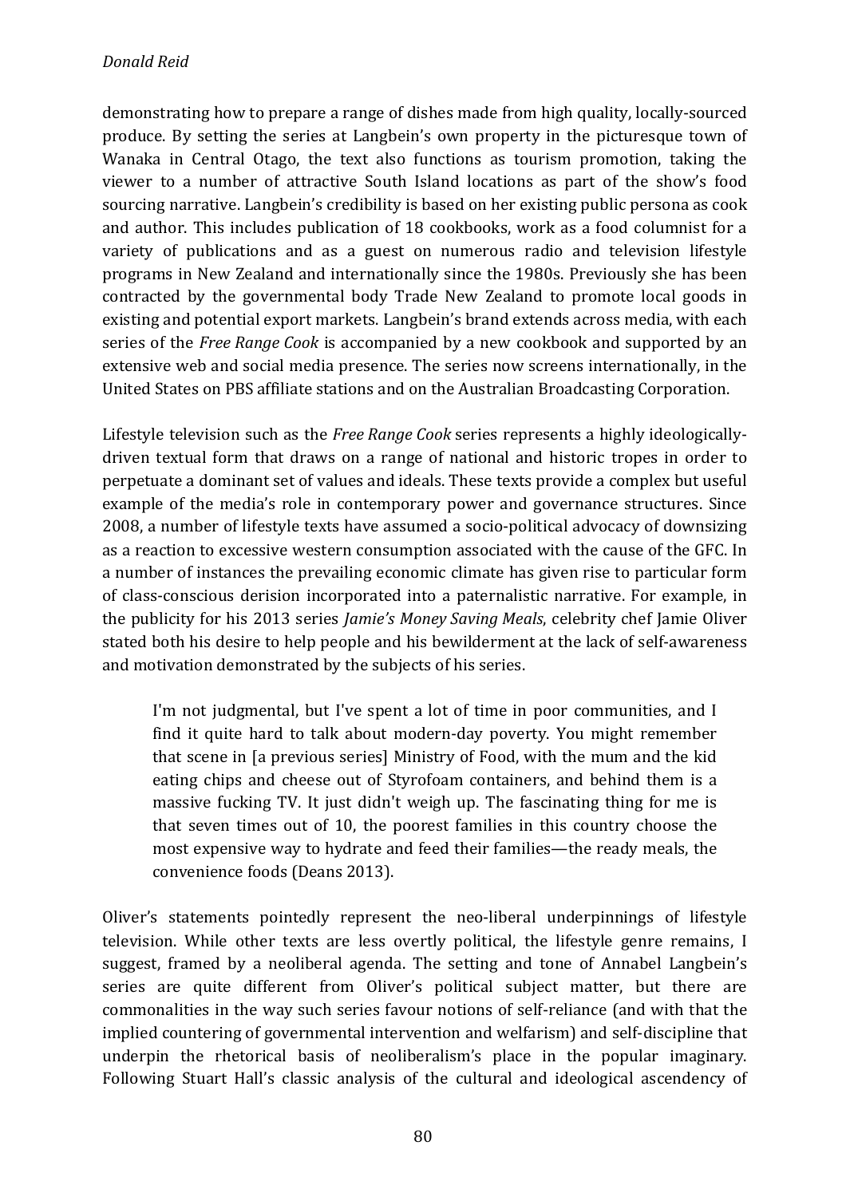demonstrating how to prepare a range of dishes made from high quality, locally-sourced produce. By setting the series at Langbein's own property in the picturesque town of Wanaka in Central Otago, the text also functions as tourism promotion, taking the viewer to a number of attractive South Island locations as part of the show's food sourcing narrative. Langbein's credibility is based on her existing public persona as cook and author. This includes publication of 18 cookbooks, work as a food columnist for a variety of publications and as a guest on numerous radio and television lifestyle programs in New Zealand and internationally since the 1980s. Previously she has been contracted by the governmental body Trade New Zealand to promote local goods in existing and potential export markets. Langbein's brand extends across media, with each series of the *Free Range Cook* is accompanied by a new cookbook and supported by an extensive web and social media presence. The series now screens internationally, in the United States on PBS affiliate stations and on the Australian Broadcasting Corporation.

Lifestyle television such as the *Free Range Cook* series represents a highly ideologically-driven textual form that draws on a range of national and historic tropes in order to perpetuate a dominant set of values and ideals. These texts provide a complex but useful example of the media's role in contemporary power and governance structures. Since 2008, a number of lifestyle texts have assumed a socio-political advocacy of downsizing as a reaction to excessive western consumption associated with the cause of the GFC. In a number of instances the prevailing economic climate has given rise to particular form of class-conscious derision incorporated into a paternalistic narrative. For example, in the publicity for his 2013 series *Jamie's Money Saving Meals*, celebrity chef Jamie Oliver stated both his desire to help people and his bewilderment at the lack of self-awareness and motivation demonstrated by the subjects of his series.

> I'm not judgmental, but I've spent a lot of time in poor communities, and I find it quite hard to talk about modern-day poverty. You might remember that scene in [a previous series] Ministry of Food, with the mum and the kid eating chips and cheese out of Styrofoam containers, and behind them is a massive fucking TV. It just didn't weigh up. The fascinating thing for me is that seven times out of 10, the poorest families in this country choose the most expensive way to hydrate and feed their families—the ready meals, the convenience foods (Deans 2013).

Oliver's statements pointedly represent the neo-liberal underpinnings of lifestyle television. While other texts are less overtly political, the lifestyle genre remains, I suggest, framed by a neoliberal agenda. The setting and tone of Annabel Langbein's series are quite different from Oliver's political subject matter, but there are commonalities in the way such series favour notions of self-reliance (and with that the implied countering of governmental intervention and welfarism) and self-discipline that underpin the rhetorical basis of neoliberalism's place in the popular imaginary. Following Stuart Hall's classic analysis of the cultural and ideological ascendency of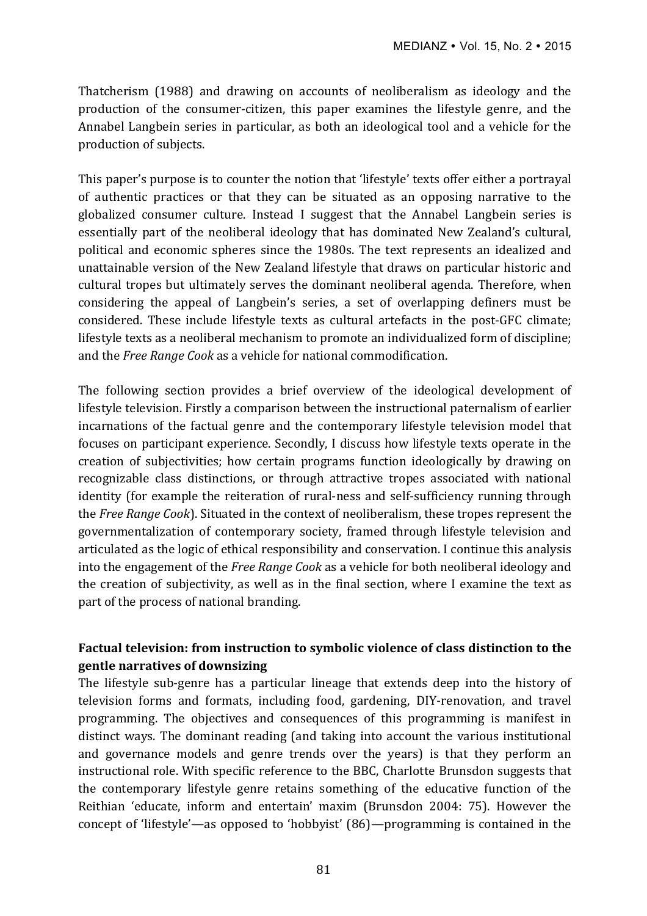Thatcherism (1988) and drawing on accounts of neoliberalism as ideology and the production of the consumer-citizen, this paper examines the lifestyle genre, and the Annabel Langbein series in particular, as both an ideological tool and a vehicle for the production of subjects.

This paper's purpose is to counter the notion that 'lifestyle' texts offer either a portrayal of authentic practices or that they can be situated as an opposing narrative to the globalized consumer culture. Instead I suggest that the Annabel Langbein series is essentially part of the neoliberal ideology that has dominated New Zealand's cultural, political and economic spheres since the 1980s. The text represents an idealized and unattainable version of the New Zealand lifestyle that draws on particular historic and cultural tropes but ultimately serves the dominant neoliberal agenda. Therefore, when considering the appeal of Langbein's series, a set of overlapping definers must be considered. These include lifestyle texts as cultural artefacts in the post-GFC climate; lifestyle texts as a neoliberal mechanism to promote an individualized form of discipline; and the *Free Range Cook* as a vehicle for national commodification.

The following section provides a brief overview of the ideological development of lifestyle television. Firstly a comparison between the instructional paternalism of earlier incarnations of the factual genre and the contemporary lifestyle television model that focuses on participant experience. Secondly, I discuss how lifestyle texts operate in the creation of subjectivities; how certain programs function ideologically by drawing on recognizable class distinctions, or through attractive tropes associated with national identity (for example the reiteration of rural-ness and self-sufficiency running through the *Free Range Cook*). Situated in the context of neoliberalism, these tropes represent the governmentalization of contemporary society, framed through lifestyle television and articulated as the logic of ethical responsibility and conservation. I continue this analysis into the engagement of the *Free Range Cook* as a vehicle for both neoliberal ideology and the creation of subjectivity, as well as in the final section, where I examine the text as part of the process of national branding.

## Factual television: from instruction to symbolic violence of class distinction to the gentle narratives of downsizing

The lifestyle sub-genre has a particular lineage that extends deep into the history of television forms and formats, including food, gardening, DIY-renovation, and travel programming. The objectives and consequences of this programming is manifest in distinct ways. The dominant reading (and taking into account the various institutional and governance models and genre trends over the years) is that they perform an instructional role. With specific reference to the BBC, Charlotte Brunsdon suggests that the contemporary lifestyle genre retains something of the educative function of the Reithian 'educate, inform and entertain' maxim (Brunsdon 2004: 75). However the concept of 'lifestyle'—as opposed to 'hobbyist' (86)—programming is contained in the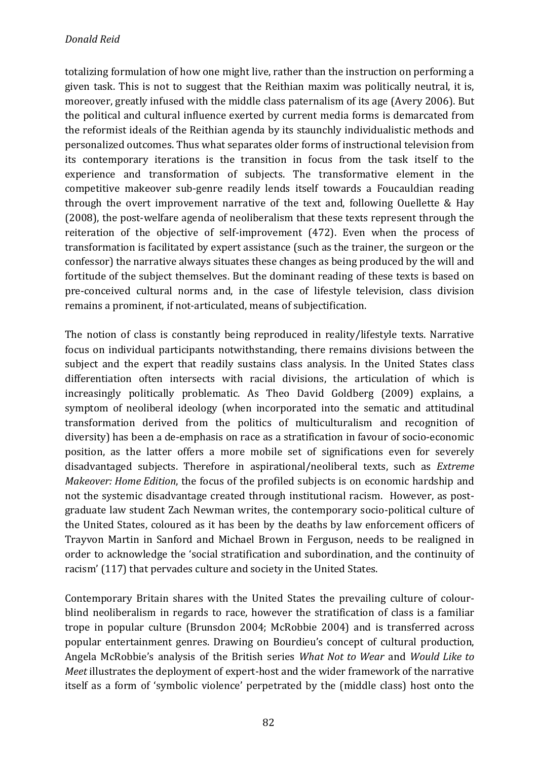totalizing formulation of how one might live, rather than the instruction on performing a given task. This is not to suggest that the Reithian maxim was politically neutral, it is, moreover, greatly infused with the middle class paternalism of its age (Avery 2006). But the political and cultural influence exerted by current media forms is demarcated from the reformist ideals of the Reithian agenda by its staunchly individualistic methods and personalized outcomes. Thus what separates older forms of instructional television from its contemporary iterations is the transition in focus from the task itself to the experience and transformation of subjects. The transformative element in the competitive makeover sub-genre readily lends itself towards a Foucauldian reading through the overt improvement narrative of the text and, following Ouellette & Hay (2008), the post-welfare agenda of neoliberalism that these texts represent through the reiteration of the objective of self-improvement (472). Even when the process of transformation is facilitated by expert assistance (such as the trainer, the surgeon or the confessor) the narrative always situates these changes as being produced by the will and fortitude of the subject themselves. But the dominant reading of these texts is based on pre-conceived cultural norms and, in the case of lifestyle television, class division remains a prominent, if not-articulated, means of subjectification.

The notion of class is constantly being reproduced in reality/lifestyle texts. Narrative focus on individual participants notwithstanding, there remains divisions between the subject and the expert that readily sustains class analysis. In the United States class differentiation often intersects with racial divisions, the articulation of which is increasingly politically problematic. As Theo David Goldberg (2009) explains, a symptom of neoliberal ideology (when incorporated into the sematic and attitudinal transformation derived from the politics of multiculturalism and recognition of diversity) has been a de-emphasis on race as a stratification in favour of socio-economic position, as the latter offers a more mobile set of significations even for severely disadvantaged subjects. Therefore in aspirational/neoliberal texts, such as *Extreme Makeover: Home Edition*, the focus of the profiled subjects is on economic hardship and not the systemic disadvantage created through institutional racism. However, as post-graduate law student Zach Newman writes, the contemporary socio-political culture of the United States, coloured as it has been by the deaths by law enforcement officers of Trayvon Martin in Sanford and Michael Brown in Ferguson, needs to be realigned in order to acknowledge the 'social stratification and subordination, and the continuity of racism' (117) that pervades culture and society in the United States.

Contemporary Britain shares with the United States the prevailing culture of colour-blind neoliberalism in regards to race, however the stratification of class is a familiar trope in popular culture (Brunsdon 2004; McRobbie 2004) and is transferred across popular entertainment genres. Drawing on Bourdieu's concept of cultural production, Angela McRobbie's analysis of the British series *What Not to Wear* and *Would Like to Meet* illustrates the deployment of expert-host and the wider framework of the narrative itself as a form of 'symbolic violence' perpetrated by the (middle class) host onto the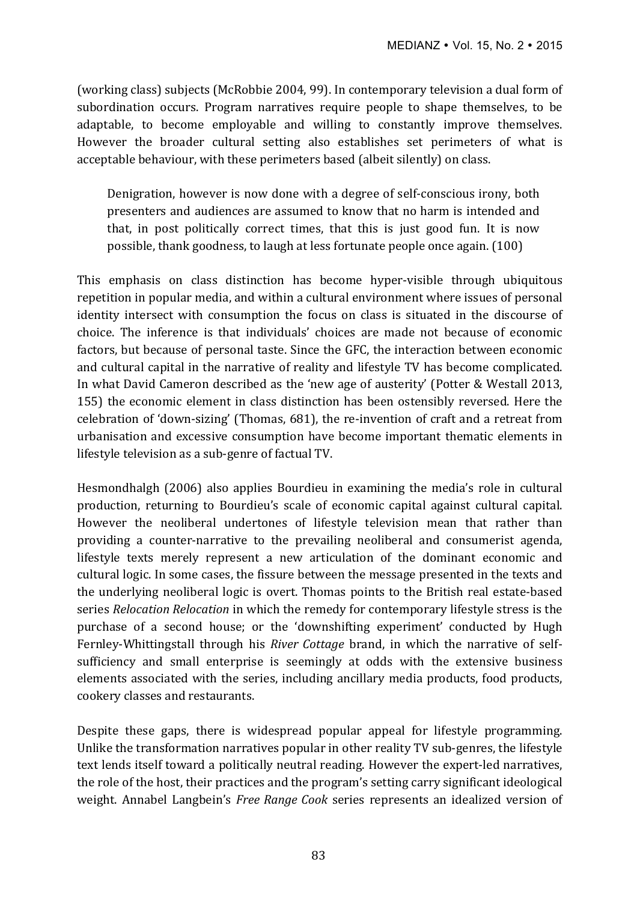(working class) subjects (McRobbie 2004, 99). In contemporary television a dual form of subordination occurs. Program narratives require people to shape themselves, to be adaptable, to become employable and willing to constantly improve themselves. However the broader cultural setting also establishes set perimeters of what is acceptable behaviour, with these perimeters based (albeit silently) on class.

> Denigration, however is now done with a degree of self-conscious irony, both presenters and audiences are assumed to know that no harm is intended and that, in post politically correct times, that this is just good fun. It is now possible, thank goodness, to laugh at less fortunate people once again. (100)

This emphasis on class distinction has become hyper-visible through ubiquitous repetition in popular media, and within a cultural environment where issues of personal identity intersect with consumption the focus on class is situated in the discourse of choice. The inference is that individuals' choices are made not because of economic factors, but because of personal taste. Since the GFC, the interaction between economic and cultural capital in the narrative of reality and lifestyle TV has become complicated. In what David Cameron described as the 'new age of austerity' (Potter & Westall 2013, 155) the economic element in class distinction has been ostensibly reversed. Here the celebration of 'down-sizing' (Thomas, 681), the re-invention of craft and a retreat from urbanisation and excessive consumption have become important thematic elements in lifestyle television as a sub-genre of factual TV.

Hesmondhalgh (2006) also applies Bourdieu in examining the media's role in cultural production, returning to Bourdieu's scale of economic capital against cultural capital. However the neoliberal undertones of lifestyle television mean that rather than providing a counter-narrative to the prevailing neoliberal and consumerist agenda, lifestyle texts merely represent a new articulation of the dominant economic and cultural logic. In some cases, the fissure between the message presented in the texts and the underlying neoliberal logic is overt. Thomas points to the British real estate-based series *Relocation Relocation* in which the remedy for contemporary lifestyle stress is the purchase of a second house; or the 'downshifting experiment' conducted by Hugh Fernley-Whittingstall through his *River Cottage* brand, in which the narrative of self-sufficiency and small enterprise is seemingly at odds with the extensive business elements associated with the series, including ancillary media products, food products, cookery classes and restaurants.

Despite these gaps, there is widespread popular appeal for lifestyle programming. Unlike the transformation narratives popular in other reality TV sub-genres, the lifestyle text lends itself toward a politically neutral reading. However the expert-led narratives, the role of the host, their practices and the program's setting carry significant ideological weight. Annabel Langbein's *Free Range Cook* series represents an idealized version of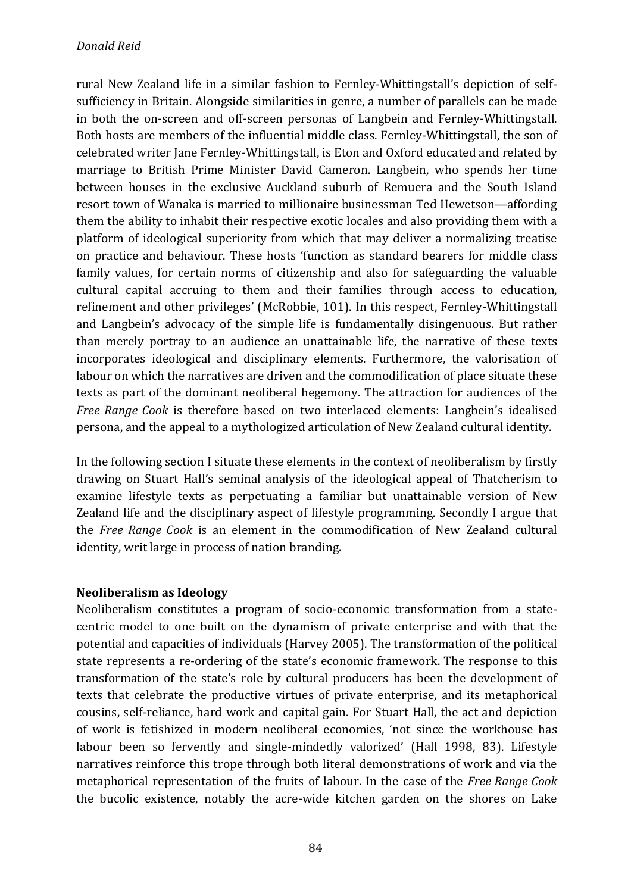rural New Zealand life in a similar fashion to Fernley-Whittingstall's depiction of self-sufficiency in Britain. Alongside similarities in genre, a number of parallels can be made in both the on-screen and off-screen personas of Langbein and Fernley-Whittingstall. Both hosts are members of the influential middle class. Fernley-Whittingstall, the son of celebrated writer Jane Fernley-Whittingstall, is Eton and Oxford educated and related by marriage to British Prime Minister David Cameron. Langbein, who spends her time between houses in the exclusive Auckland suburb of Remuera and the South Island resort town of Wanaka is married to millionaire businessman Ted Hewetson—affording them the ability to inhabit their respective exotic locales and also providing them with a platform of ideological superiority from which that may deliver a normalizing treatise on practice and behaviour. These hosts 'function as standard bearers for middle class family values, for certain norms of citizenship and also for safeguarding the valuable cultural capital accruing to them and their families through access to education, refinement and other privileges' (McRobbie, 101). In this respect, Fernley-Whittingstall and Langbein's advocacy of the simple life is fundamentally disingenuous. But rather than merely portray to an audience an unattainable life, the narrative of these texts incorporates ideological and disciplinary elements. Furthermore, the valorisation of labour on which the narratives are driven and the commodification of place situate these texts as part of the dominant neoliberal hegemony. The attraction for audiences of the *Free Range Cook* is therefore based on two interlaced elements: Langbein's idealised persona, and the appeal to a mythologized articulation of New Zealand cultural identity.

In the following section I situate these elements in the context of neoliberalism by firstly drawing on Stuart Hall's seminal analysis of the ideological appeal of Thatcherism to examine lifestyle texts as perpetuating a familiar but unattainable version of New Zealand life and the disciplinary aspect of lifestyle programming. Secondly I argue that the *Free Range Cook* is an element in the commodification of New Zealand cultural identity, writ large in process of nation branding.

**Neoliberalism as Ideology**

Neoliberalism constitutes a program of socio-economic transformation from a state-centric model to one built on the dynamism of private enterprise and with that the potential and capacities of individuals (Harvey 2005). The transformation of the political state represents a re-ordering of the state's economic framework. The response to this transformation of the state's role by cultural producers has been the development of texts that celebrate the productive virtues of private enterprise, and its metaphorical cousins, self-reliance, hard work and capital gain. For Stuart Hall, the act and depiction of work is fetishized in modern neoliberal economies, 'not since the workhouse has labour been so fervently and single-mindedly valorized' (Hall 1998, 83). Lifestyle narratives reinforce this trope through both literal demonstrations of work and via the metaphorical representation of the fruits of labour. In the case of the *Free Range Cook* the bucolic existence, notably the acre-wide kitchen garden on the shores on Lake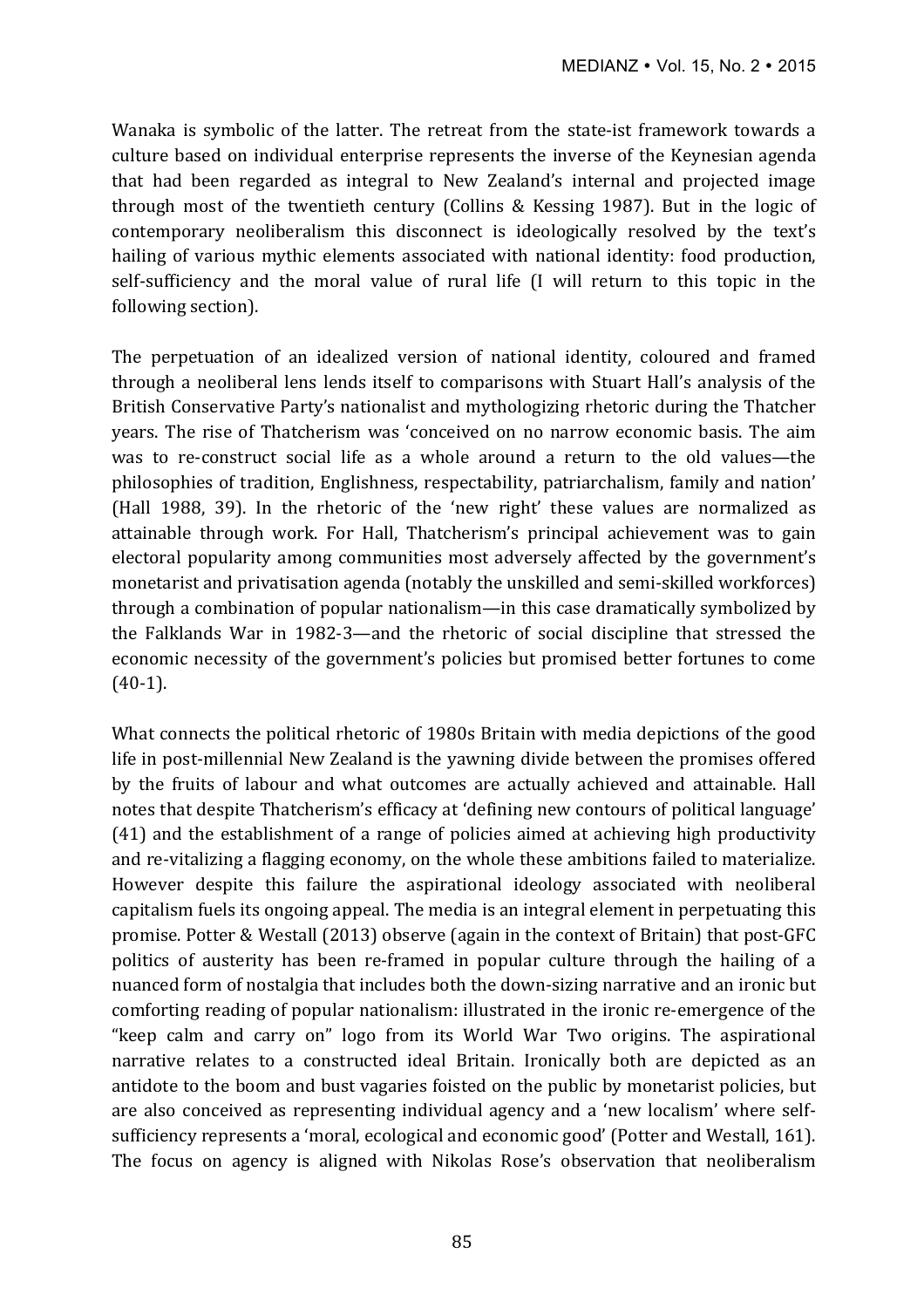Wanaka is symbolic of the latter. The retreat from the state-ist framework towards a culture based on individual enterprise represents the inverse of the Keynesian agenda that had been regarded as integral to New Zealand's internal and projected image through most of the twentieth century (Collins & Kessing 1987). But in the logic of contemporary neoliberalism this disconnect is ideologically resolved by the text's hailing of various mythic elements associated with national identity: food production, self-sufficiency and the moral value of rural life (I will return to this topic in the following section).

The perpetuation of an idealized version of national identity, coloured and framed through a neoliberal lens lends itself to comparisons with Stuart Hall's analysis of the British Conservative Party's nationalist and mythologizing rhetoric during the Thatcher years. The rise of Thatcherism was 'conceived on no narrow economic basis. The aim was to re-construct social life as a whole around a return to the old values—the philosophies of tradition, Englishness, respectability, patriarchalism, family and nation' (Hall 1988, 39). In the rhetoric of the 'new right' these values are normalized as attainable through work. For Hall, Thatcherism's principal achievement was to gain electoral popularity among communities most adversely affected by the government's monetarist and privatisation agenda (notably the unskilled and semi-skilled workforces) through a combination of popular nationalism—in this case dramatically symbolized by the Falklands War in 1982-3—and the rhetoric of social discipline that stressed the economic necessity of the government's policies but promised better fortunes to come (40-1).

What connects the political rhetoric of 1980s Britain with media depictions of the good life in post-millennial New Zealand is the yawning divide between the promises offered by the fruits of labour and what outcomes are actually achieved and attainable. Hall notes that despite Thatcherism's efficacy at 'defining new contours of political language' (41) and the establishment of a range of policies aimed at achieving high productivity and re-vitalizing a flagging economy, on the whole these ambitions failed to materialize. However despite this failure the aspirational ideology associated with neoliberal capitalism fuels its ongoing appeal. The media is an integral element in perpetuating this promise. Potter & Westall (2013) observe (again in the context of Britain) that post-GFC politics of austerity has been re-framed in popular culture through the hailing of a nuanced form of nostalgia that includes both the down-sizing narrative and an ironic but comforting reading of popular nationalism: illustrated in the ironic re-emergence of the "keep calm and carry on" logo from its World War Two origins. The aspirational narrative relates to a constructed ideal Britain. Ironically both are depicted as an antidote to the boom and bust vagaries foisted on the public by monetarist policies, but are also conceived as representing individual agency and a 'new localism' where self-sufficiency represents a 'moral, ecological and economic good' (Potter and Westall, 161). The focus on agency is aligned with Nikolas Rose's observation that neoliberalism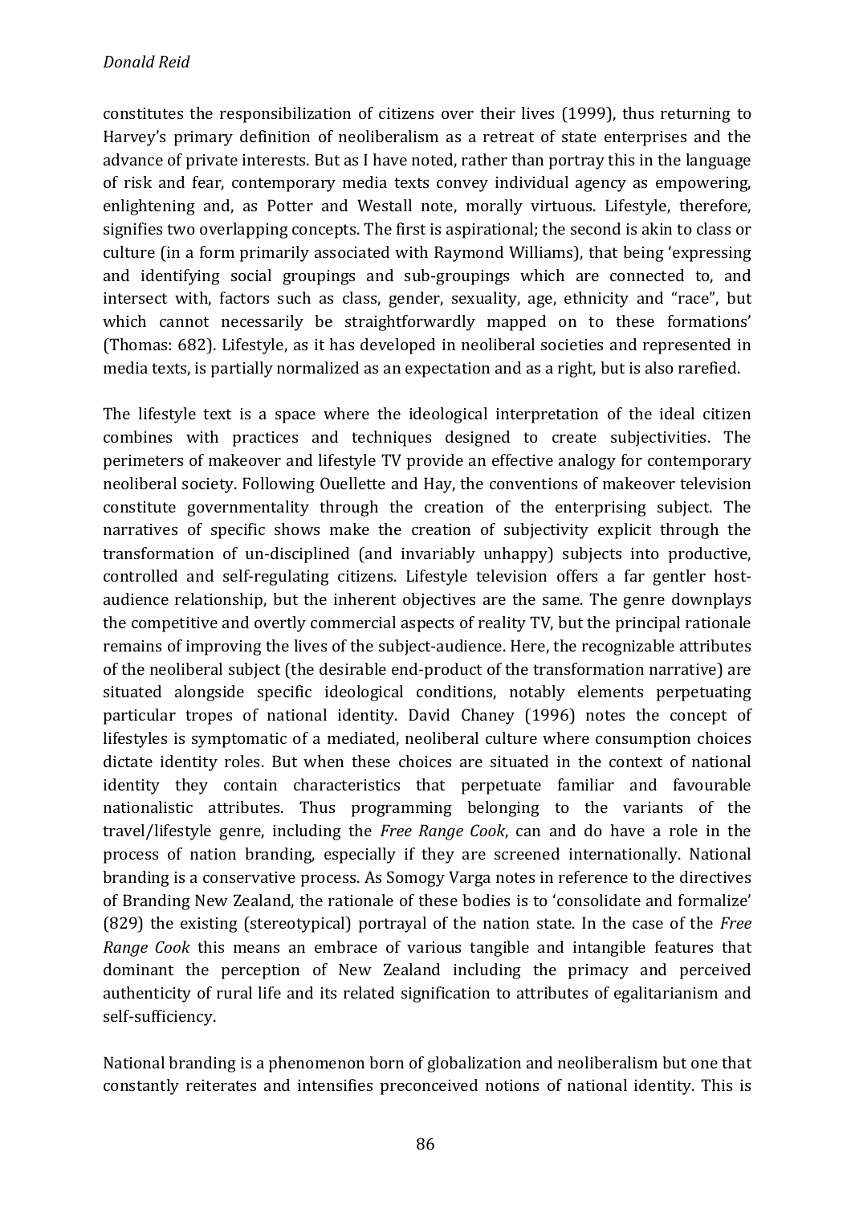constitutes the responsibilization of citizens over their lives (1999), thus returning to Harvey's primary definition of neoliberalism as a retreat of state enterprises and the advance of private interests. But as I have noted, rather than portray this in the language of risk and fear, contemporary media texts convey individual agency as empowering, enlightening and, as Potter and Westall note, morally virtuous. Lifestyle, therefore, signifies two overlapping concepts. The first is aspirational; the second is akin to class or culture (in a form primarily associated with Raymond Williams), that being 'expressing and identifying social groupings and sub-groupings which are connected to, and intersect with, factors such as class, gender, sexuality, age, ethnicity and "race", but which cannot necessarily be straightforwardly mapped on to these formations' (Thomas: 682). Lifestyle, as it has developed in neoliberal societies and represented in media texts, is partially normalized as an expectation and as a right, but is also rarefied.

The lifestyle text is a space where the ideological interpretation of the ideal citizen combines with practices and techniques designed to create subjectivities. The perimeters of makeover and lifestyle TV provide an effective analogy for contemporary neoliberal society. Following Ouellette and Hay, the conventions of makeover television constitute governmentality through the creation of the enterprising subject. The narratives of specific shows make the creation of subjectivity explicit through the transformation of un-disciplined (and invariably unhappy) subjects into productive, controlled and self-regulating citizens. Lifestyle television offers a far gentler host-audience relationship, but the inherent objectives are the same. The genre downplays the competitive and overtly commercial aspects of reality TV, but the principal rationale remains of improving the lives of the subject-audience. Here, the recognizable attributes of the neoliberal subject (the desirable end-product of the transformation narrative) are situated alongside specific ideological conditions, notably elements perpetuating particular tropes of national identity. David Chaney (1996) notes the concept of lifestyles is symptomatic of a mediated, neoliberal culture where consumption choices dictate identity roles. But when these choices are situated in the context of national identity they contain characteristics that perpetuate familiar and favourable nationalistic attributes. Thus programming belonging to the variants of the travel/lifestyle genre, including the *Free Range Cook*, can and do have a role in the process of nation branding, especially if they are screened internationally. National branding is a conservative process. As Somogy Varga notes in reference to the directives of Branding New Zealand, the rationale of these bodies is to 'consolidate and formalize' (829) the existing (stereotypical) portrayal of the nation state. In the case of the *Free Range Cook* this means an embrace of various tangible and intangible features that dominant the perception of New Zealand including the primacy and perceived authenticity of rural life and its related signification to attributes of egalitarianism and self-sufficiency.

National branding is a phenomenon born of globalization and neoliberalism but one that constantly reiterates and intensifies preconceived notions of national identity. This is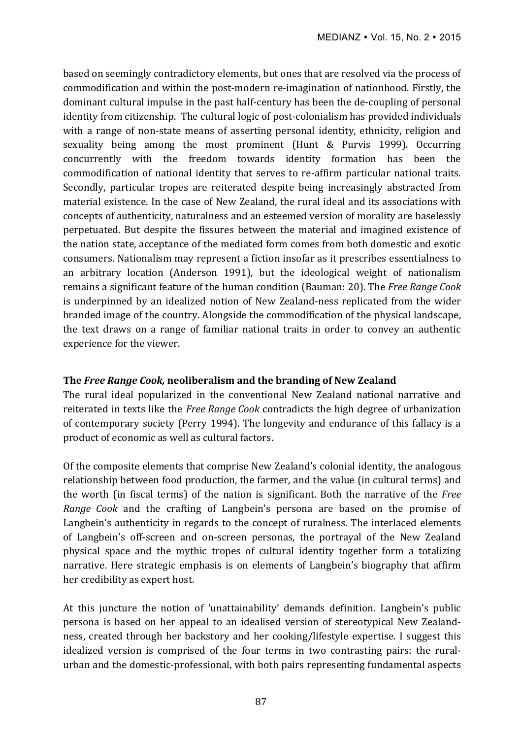based on seemingly contradictory elements, but ones that are resolved via the process of commodification and within the post-modern re-imagination of nationhood. Firstly, the dominant cultural impulse in the past half-century has been the de-coupling of personal identity from citizenship. The cultural logic of post-colonialism has provided individuals with a range of non-state means of asserting personal identity, ethnicity, religion and sexuality being among the most prominent (Hunt & Purvis 1999). Occurring concurrently with the freedom towards identity formation has been the commodification of national identity that serves to re-affirm particular national traits. Secondly, particular tropes are reiterated despite being increasingly abstracted from material existence. In the case of New Zealand, the rural ideal and its associations with concepts of authenticity, naturalness and an esteemed version of morality are baselessly perpetuated. But despite the fissures between the material and imagined existence of the nation state, acceptance of the mediated form comes from both domestic and exotic consumers. Nationalism may represent a fiction insofar as it prescribes essentialness to an arbitrary location (Anderson 1991), but the ideological weight of nationalism remains a significant feature of the human condition (Bauman: 20). The *Free Range Cook* is underpinned by an idealized notion of New Zealand-ness replicated from the wider branded image of the country. Alongside the commodification of the physical landscape, the text draws on a range of familiar national traits in order to convey an authentic experience for the viewer.

## The *Free Range Cook,* neoliberalism and the branding of New Zealand

The rural ideal popularized in the conventional New Zealand national narrative and reiterated in texts like the *Free Range Cook* contradicts the high degree of urbanization of contemporary society (Perry 1994). The longevity and endurance of this fallacy is a product of economic as well as cultural factors.

Of the composite elements that comprise New Zealand's colonial identity, the analogous relationship between food production, the farmer, and the value (in cultural terms) and the worth (in fiscal terms) of the nation is significant. Both the narrative of the *Free Range Cook* and the crafting of Langbein's persona are based on the promise of Langbein's authenticity in regards to the concept of ruralness. The interlaced elements of Langbein's off-screen and on-screen personas, the portrayal of the New Zealand physical space and the mythic tropes of cultural identity together form a totalizing narrative. Here strategic emphasis is on elements of Langbein's biography that affirm her credibility as expert host.

At this juncture the notion of 'unattainability' demands definition. Langbein's public persona is based on her appeal to an idealised version of stereotypical New Zealand-ness, created through her backstory and her cooking/lifestyle expertise. I suggest this idealized version is comprised of the four terms in two contrasting pairs: the rural-urban and the domestic-professional, with both pairs representing fundamental aspects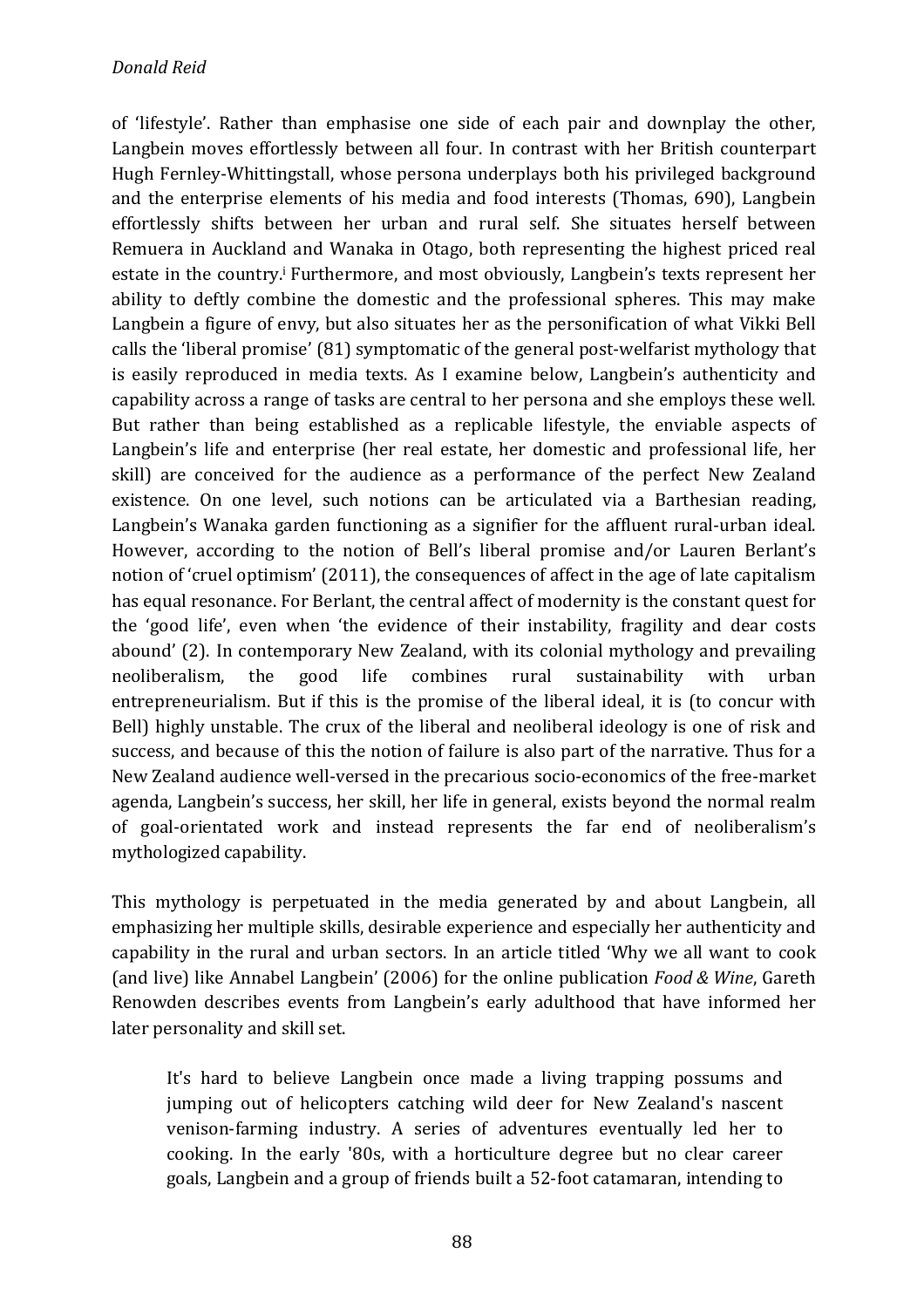of 'lifestyle'. Rather than emphasise one side of each pair and downplay the other, Langbein moves effortlessly between all four. In contrast with her British counterpart Hugh Fernley-Whittingstall, whose persona underplays both his privileged background and the enterprise elements of his media and food interests (Thomas, 690), Langbein effortlessly shifts between her urban and rural self. She situates herself between Remuera in Auckland and Wanaka in Otago, both representing the highest priced real estate in the country.[i] Furthermore, and most obviously, Langbein's texts represent her ability to deftly combine the domestic and the professional spheres. This may make Langbein a figure of envy, but also situates her as the personification of what Vikki Bell calls the 'liberal promise' (81) symptomatic of the general post-welfarist mythology that is easily reproduced in media texts. As I examine below, Langbein's authenticity and capability across a range of tasks are central to her persona and she employs these well. But rather than being established as a replicable lifestyle, the enviable aspects of Langbein's life and enterprise (her real estate, her domestic and professional life, her skill) are conceived for the audience as a performance of the perfect New Zealand existence. On one level, such notions can be articulated via a Barthesian reading, Langbein's Wanaka garden functioning as a signifier for the affluent rural-urban ideal. However, according to the notion of Bell's liberal promise and/or Lauren Berlant's notion of 'cruel optimism' (2011), the consequences of affect in the age of late capitalism has equal resonance. For Berlant, the central affect of modernity is the constant quest for the 'good life', even when 'the evidence of their instability, fragility and dear costs abound' (2). In contemporary New Zealand, with its colonial mythology and prevailing neoliberalism, the good life combines rural sustainability with urban entrepreneurialism. But if this is the promise of the liberal ideal, it is (to concur with Bell) highly unstable. The crux of the liberal and neoliberal ideology is one of risk and success, and because of this the notion of failure is also part of the narrative. Thus for a New Zealand audience well-versed in the precarious socio-economics of the free-market agenda, Langbein's success, her skill, her life in general, exists beyond the normal realm of goal-orientated work and instead represents the far end of neoliberalism's mythologized capability.

This mythology is perpetuated in the media generated by and about Langbein, all emphasizing her multiple skills, desirable experience and especially her authenticity and capability in the rural and urban sectors. In an article titled 'Why we all want to cook (and live) like Annabel Langbein' (2006) for the online publication *Food & Wine*, Gareth Renowden describes events from Langbein's early adulthood that have informed her later personality and skill set.

> It's hard to believe Langbein once made a living trapping possums and jumping out of helicopters catching wild deer for New Zealand's nascent venison-farming industry. A series of adventures eventually led her to cooking. In the early '80s, with a horticulture degree but no clear career goals, Langbein and a group of friends built a 52-foot catamaran, intending to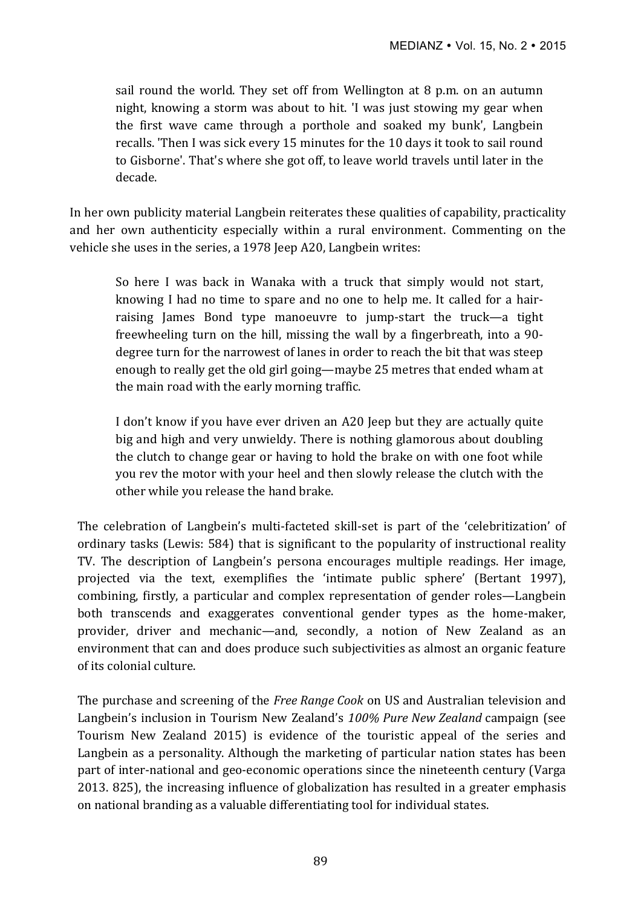> sail round the world. They set off from Wellington at 8 p.m. on an autumn night, knowing a storm was about to hit. 'I was just stowing my gear when the first wave came through a porthole and soaked my bunk', Langbein recalls. 'Then I was sick every 15 minutes for the 10 days it took to sail round to Gisborne'. That's where she got off, to leave world travels until later in the decade.

In her own publicity material Langbein reiterates these qualities of capability, practicality and her own authenticity especially within a rural environment. Commenting on the vehicle she uses in the series, a 1978 Jeep A20, Langbein writes:

> So here I was back in Wanaka with a truck that simply would not start, knowing I had no time to spare and no one to help me. It called for a hair-raising James Bond type manoeuvre to jump-start the truck—a tight freewheeling turn on the hill, missing the wall by a fingerbreath, into a 90-degree turn for the narrowest of lanes in order to reach the bit that was steep enough to really get the old girl going—maybe 25 metres that ended wham at the main road with the early morning traffic.
>
> I don't know if you have ever driven an A20 Jeep but they are actually quite big and high and very unwieldy. There is nothing glamorous about doubling the clutch to change gear or having to hold the brake on with one foot while you rev the motor with your heel and then slowly release the clutch with the other while you release the hand brake.

The celebration of Langbein's multi-facteted skill-set is part of the 'celebritization' of ordinary tasks (Lewis: 584) that is significant to the popularity of instructional reality TV. The description of Langbein's persona encourages multiple readings. Her image, projected via the text, exemplifies the 'intimate public sphere' (Bertant 1997), combining, firstly, a particular and complex representation of gender roles—Langbein both transcends and exaggerates conventional gender types as the home-maker, provider, driver and mechanic—and, secondly, a notion of New Zealand as an environment that can and does produce such subjectivities as almost an organic feature of its colonial culture.

The purchase and screening of the *Free Range Cook* on US and Australian television and Langbein's inclusion in Tourism New Zealand's *100% Pure New Zealand* campaign (see Tourism New Zealand 2015) is evidence of the touristic appeal of the series and Langbein as a personality. Although the marketing of particular nation states has been part of inter-national and geo-economic operations since the nineteenth century (Varga 2013. 825), the increasing influence of globalization has resulted in a greater emphasis on national branding as a valuable differentiating tool for individual states.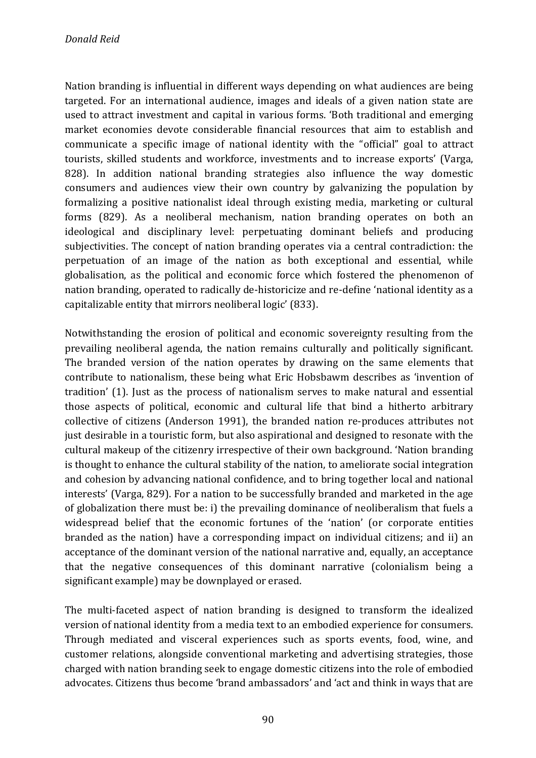Nation branding is influential in different ways depending on what audiences are being targeted. For an international audience, images and ideals of a given nation state are used to attract investment and capital in various forms. 'Both traditional and emerging market economies devote considerable financial resources that aim to establish and communicate a specific image of national identity with the "official" goal to attract tourists, skilled students and workforce, investments and to increase exports' (Varga, 828). In addition national branding strategies also influence the way domestic consumers and audiences view their own country by galvanizing the population by formalizing a positive nationalist ideal through existing media, marketing or cultural forms (829). As a neoliberal mechanism, nation branding operates on both an ideological and disciplinary level: perpetuating dominant beliefs and producing subjectivities. The concept of nation branding operates via a central contradiction: the perpetuation of an image of the nation as both exceptional and essential, while globalisation, as the political and economic force which fostered the phenomenon of nation branding, operated to radically de-historicize and re-define 'national identity as a capitalizable entity that mirrors neoliberal logic' (833).

Notwithstanding the erosion of political and economic sovereignty resulting from the prevailing neoliberal agenda, the nation remains culturally and politically significant. The branded version of the nation operates by drawing on the same elements that contribute to nationalism, these being what Eric Hobsbawm describes as 'invention of tradition' (1). Just as the process of nationalism serves to make natural and essential those aspects of political, economic and cultural life that bind a hitherto arbitrary collective of citizens (Anderson 1991), the branded nation re-produces attributes not just desirable in a touristic form, but also aspirational and designed to resonate with the cultural makeup of the citizenry irrespective of their own background. 'Nation branding is thought to enhance the cultural stability of the nation, to ameliorate social integration and cohesion by advancing national confidence, and to bring together local and national interests' (Varga, 829). For a nation to be successfully branded and marketed in the age of globalization there must be: i) the prevailing dominance of neoliberalism that fuels a widespread belief that the economic fortunes of the 'nation' (or corporate entities branded as the nation) have a corresponding impact on individual citizens; and ii) an acceptance of the dominant version of the national narrative and, equally, an acceptance that the negative consequences of this dominant narrative (colonialism being a significant example) may be downplayed or erased.

The multi-faceted aspect of nation branding is designed to transform the idealized version of national identity from a media text to an embodied experience for consumers. Through mediated and visceral experiences such as sports events, food, wine, and customer relations, alongside conventional marketing and advertising strategies, those charged with nation branding seek to engage domestic citizens into the role of embodied advocates. Citizens thus become 'brand ambassadors' and 'act and think in ways that are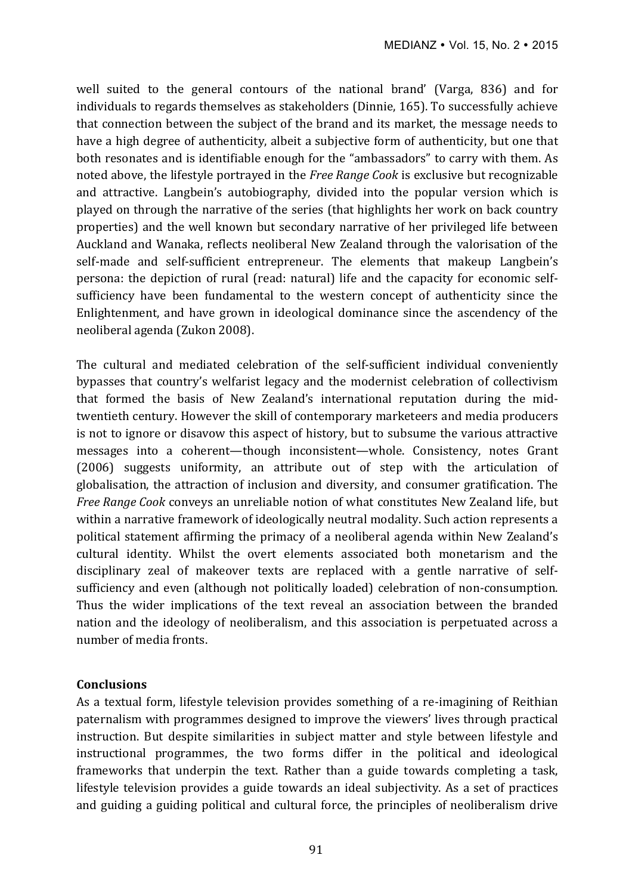well suited to the general contours of the national brand' (Varga, 836) and for individuals to regards themselves as stakeholders (Dinnie, 165). To successfully achieve that connection between the subject of the brand and its market, the message needs to have a high degree of authenticity, albeit a subjective form of authenticity, but one that both resonates and is identifiable enough for the "ambassadors" to carry with them. As noted above, the lifestyle portrayed in the *Free Range Cook* is exclusive but recognizable and attractive. Langbein's autobiography, divided into the popular version which is played on through the narrative of the series (that highlights her work on back country properties) and the well known but secondary narrative of her privileged life between Auckland and Wanaka, reflects neoliberal New Zealand through the valorisation of the self-made and self-sufficient entrepreneur. The elements that makeup Langbein's persona: the depiction of rural (read: natural) life and the capacity for economic self-sufficiency have been fundamental to the western concept of authenticity since the Enlightenment, and have grown in ideological dominance since the ascendency of the neoliberal agenda (Zukon 2008).

The cultural and mediated celebration of the self-sufficient individual conveniently bypasses that country's welfarist legacy and the modernist celebration of collectivism that formed the basis of New Zealand's international reputation during the mid-twentieth century. However the skill of contemporary marketeers and media producers is not to ignore or disavow this aspect of history, but to subsume the various attractive messages into a coherent—though inconsistent—whole. Consistency, notes Grant (2006) suggests uniformity, an attribute out of step with the articulation of globalisation, the attraction of inclusion and diversity, and consumer gratification. The *Free Range Cook* conveys an unreliable notion of what constitutes New Zealand life, but within a narrative framework of ideologically neutral modality. Such action represents a political statement affirming the primacy of a neoliberal agenda within New Zealand's cultural identity. Whilst the overt elements associated both monetarism and the disciplinary zeal of makeover texts are replaced with a gentle narrative of self-sufficiency and even (although not politically loaded) celebration of non-consumption. Thus the wider implications of the text reveal an association between the branded nation and the ideology of neoliberalism, and this association is perpetuated across a number of media fronts.

## Conclusions

As a textual form, lifestyle television provides something of a re-imagining of Reithian paternalism with programmes designed to improve the viewers' lives through practical instruction. But despite similarities in subject matter and style between lifestyle and instructional programmes, the two forms differ in the political and ideological frameworks that underpin the text. Rather than a guide towards completing a task, lifestyle television provides a guide towards an ideal subjectivity. As a set of practices and guiding a guiding political and cultural force, the principles of neoliberalism drive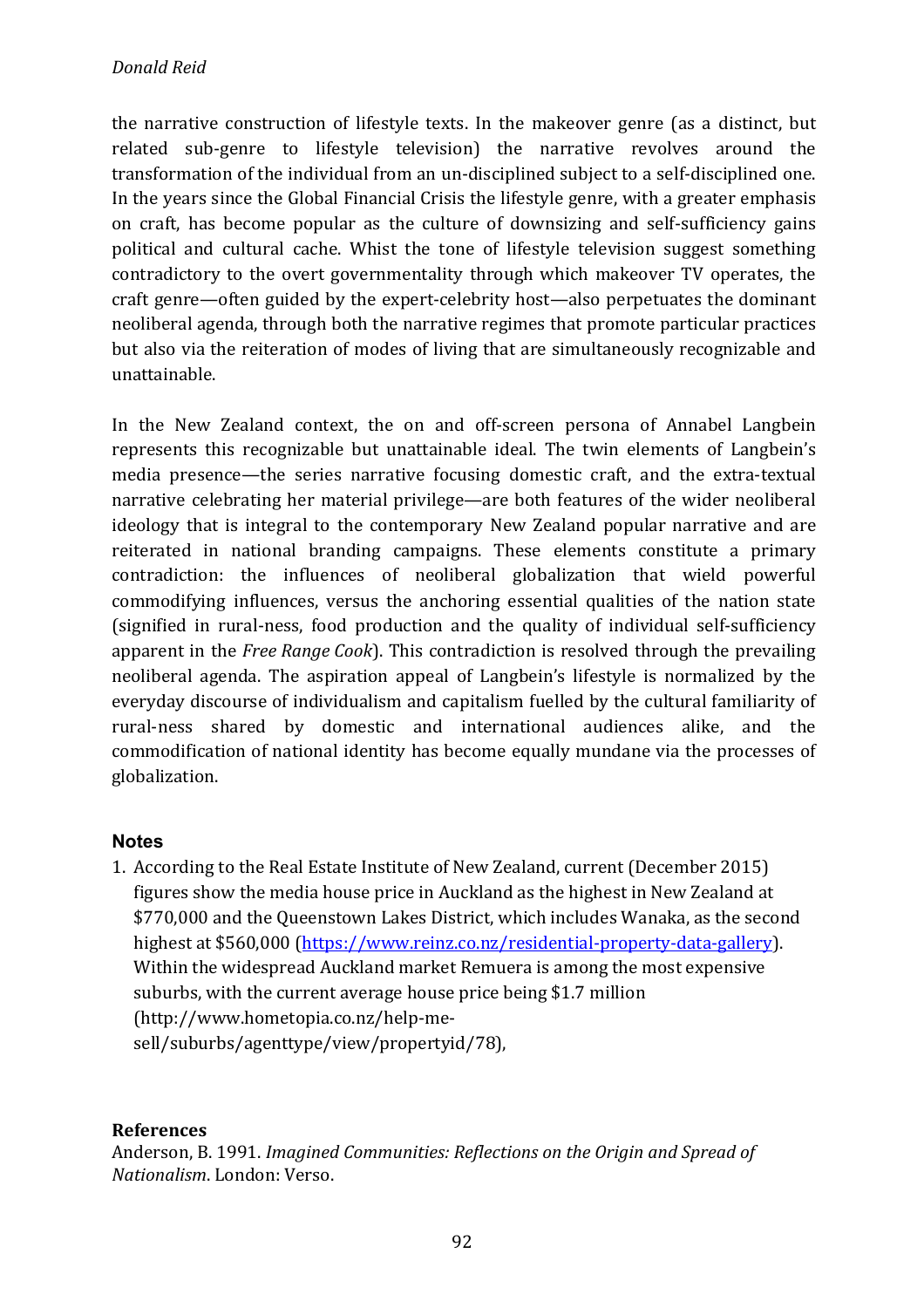the narrative construction of lifestyle texts. In the makeover genre (as a distinct, but related sub-genre to lifestyle television) the narrative revolves around the transformation of the individual from an un-disciplined subject to a self-disciplined one. In the years since the Global Financial Crisis the lifestyle genre, with a greater emphasis on craft, has become popular as the culture of downsizing and self-sufficiency gains political and cultural cache. Whist the tone of lifestyle television suggest something contradictory to the overt governmentality through which makeover TV operates, the craft genre—often guided by the expert-celebrity host—also perpetuates the dominant neoliberal agenda, through both the narrative regimes that promote particular practices but also via the reiteration of modes of living that are simultaneously recognizable and unattainable.

In the New Zealand context, the on and off-screen persona of Annabel Langbein represents this recognizable but unattainable ideal. The twin elements of Langbein's media presence—the series narrative focusing domestic craft, and the extra-textual narrative celebrating her material privilege—are both features of the wider neoliberal ideology that is integral to the contemporary New Zealand popular narrative and are reiterated in national branding campaigns. These elements constitute a primary contradiction: the influences of neoliberal globalization that wield powerful commodifying influences, versus the anchoring essential qualities of the nation state (signified in rural-ness, food production and the quality of individual self-sufficiency apparent in the *Free Range Cook*). This contradiction is resolved through the prevailing neoliberal agenda. The aspiration appeal of Langbein's lifestyle is normalized by the everyday discourse of individualism and capitalism fuelled by the cultural familiarity of rural-ness shared by domestic and international audiences alike, and the commodification of national identity has become equally mundane via the processes of globalization.

## Notes

1. According to the Real Estate Institute of New Zealand, current (December 2015) figures show the media house price in Auckland as the highest in New Zealand at $770,000 and the Queenstown Lakes District, which includes Wanaka, as the second highest at $560,000 (https://www.reinz.co.nz/residential-property-data-gallery). Within the widespread Auckland market Remuera is among the most expensive suburbs, with the current average house price being $1.7 million (http://www.hometopia.co.nz/help-me-sell/suburbs/agenttype/view/propertyid/78),

## References

Anderson, B. 1991. *Imagined Communities: Reflections on the Origin and Spread of Nationalism*. London: Verso.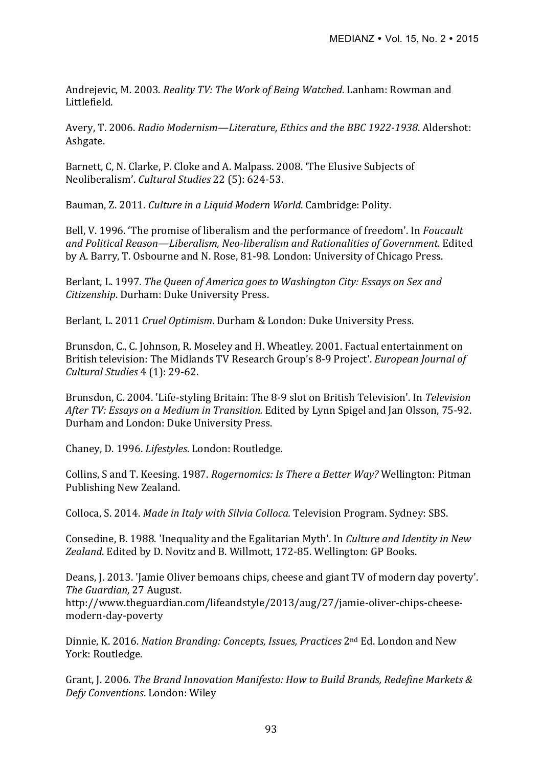Andrejevic, M. 2003. *Reality TV: The Work of Being Watched*. Lanham: Rowman and Littlefield.

Avery, T. 2006. *Radio Modernism—Literature, Ethics and the BBC 1922-1938*. Aldershot: Ashgate.

Barnett, C, N. Clarke, P. Cloke and A. Malpass. 2008. 'The Elusive Subjects of Neoliberalism'. *Cultural Studies* 22 (5): 624-53.

Bauman, Z. 2011. *Culture in a Liquid Modern World*. Cambridge: Polity.

Bell, V. 1996. 'The promise of liberalism and the performance of freedom'. In *Foucault and Political Reason—Liberalism, Neo-liberalism and Rationalities of Government.* Edited by A. Barry, T. Osbourne and N. Rose, 81-98. London: University of Chicago Press.

Berlant, L. 1997*. The Queen of America goes to Washington City: Essays on Sex and Citizenship*. Durham: Duke University Press.

Berlant, L. 2011 *Cruel Optimism*. Durham & London: Duke University Press.

Brunsdon, C., C. Johnson, R. Moseley and H. Wheatley. 2001. Factual entertainment on British television: The Midlands TV Research Group's 8-9 Project'. *European Journal of Cultural Studies* 4 (1): 29-62.

Brunsdon, C. 2004. 'Life-styling Britain: The 8-9 slot on British Television'. In *Television After TV: Essays on a Medium in Transition.* Edited by Lynn Spigel and Jan Olsson, 75-92. Durham and London: Duke University Press.

Chaney, D. 1996. *Lifestyles*. London: Routledge.

Collins, S and T. Keesing. 1987. *Rogernomics: Is There a Better Way?* Wellington: Pitman Publishing New Zealand.

Colloca, S. 2014. *Made in Italy with Silvia Colloca.* Television Program. Sydney: SBS.

Consedine, B. 1988. 'Inequality and the Egalitarian Myth'. In *Culture and Identity in New Zealand*. Edited by D. Novitz and B. Willmott, 172-85. Wellington: GP Books.

Deans, J. 2013. 'Jamie Oliver bemoans chips, cheese and giant TV of modern day poverty'. *The Guardian,* 27 August.
http://www.theguardian.com/lifeandstyle/2013/aug/27/jamie-oliver-chips-cheese-modern-day-poverty

Dinnie, K. 2016. *Nation Branding: Concepts, Issues, Practices* 2nd Ed. London and New York: Routledge.

Grant, J. 2006. *The Brand Innovation Manifesto: How to Build Brands, Redefine Markets & Defy Conventions*. London: Wiley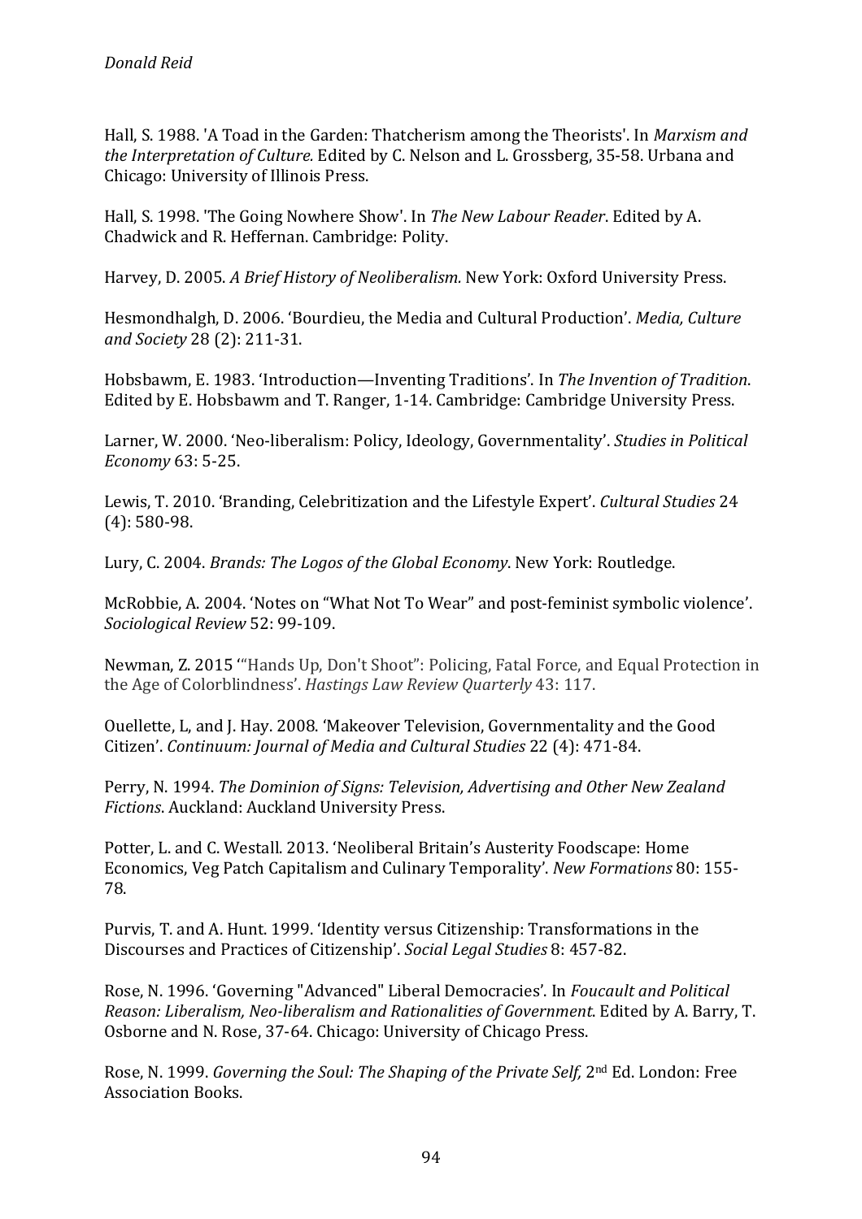Hall, S. 1988. 'A Toad in the Garden: Thatcherism among the Theorists'. In *Marxism and the Interpretation of Culture.* Edited by C. Nelson and L. Grossberg, 35-58. Urbana and Chicago: University of Illinois Press.

Hall, S. 1998. 'The Going Nowhere Show'. In *The New Labour Reader*. Edited by A. Chadwick and R. Heffernan. Cambridge: Polity.

Harvey, D. 2005. *A Brief History of Neoliberalism.* New York: Oxford University Press.

Hesmondhalgh, D. 2006. 'Bourdieu, the Media and Cultural Production'. *Media, Culture and Society* 28 (2): 211-31.

Hobsbawm, E. 1983. 'Introduction—Inventing Traditions'. In *The Invention of Tradition*. Edited by E. Hobsbawm and T. Ranger, 1-14. Cambridge: Cambridge University Press.

Larner, W. 2000. 'Neo-liberalism: Policy, Ideology, Governmentality'. *Studies in Political Economy* 63: 5-25.

Lewis, T. 2010. 'Branding, Celebritization and the Lifestyle Expert'. *Cultural Studies* 24 (4): 580-98.

Lury, C. 2004. *Brands: The Logos of the Global Economy*. New York: Routledge.

McRobbie, A. 2004. 'Notes on "What Not To Wear" and post-feminist symbolic violence'. *Sociological Review* 52: 99-109.

Newman, Z. 2015 '"Hands Up, Don't Shoot": Policing, Fatal Force, and Equal Protection in the Age of Colorblindness'. *Hastings Law Review Quarterly* 43: 117.

Ouellette, L, and J. Hay. 2008. 'Makeover Television, Governmentality and the Good Citizen'. *Continuum: Journal of Media and Cultural Studies* 22 (4): 471-84.

Perry, N. 1994. *The Dominion of Signs: Television, Advertising and Other New Zealand Fictions*. Auckland: Auckland University Press.

Potter, L. and C. Westall. 2013. 'Neoliberal Britain's Austerity Foodscape: Home Economics, Veg Patch Capitalism and Culinary Temporality'. *New Formations* 80: 155-78.

Purvis, T. and A. Hunt. 1999. 'Identity versus Citizenship: Transformations in the Discourses and Practices of Citizenship'. *Social Legal Studies* 8: 457-82.

Rose, N. 1996. 'Governing "Advanced" Liberal Democracies'. In *Foucault and Political Reason: Liberalism, Neo-liberalism and Rationalities of Government*. Edited by A. Barry, T. Osborne and N. Rose, 37-64. Chicago: University of Chicago Press.

Rose, N. 1999. *Governing the Soul: The Shaping of the Private Self,* 2nd Ed. London: Free Association Books.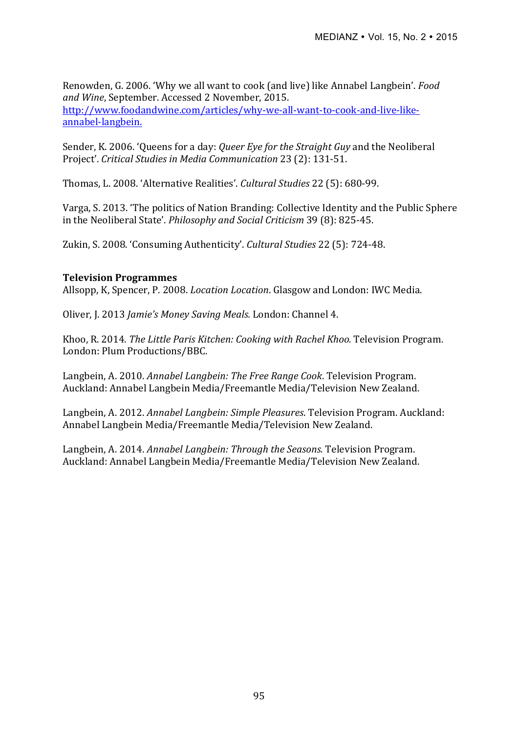Renowden, G. 2006. 'Why we all want to cook (and live) like Annabel Langbein'. *Food and Wine*, September. Accessed 2 November, 2015. [http://www.foodandwine.com/articles/why-we-all-want-to-cook-and-live-like-annabel-langbein.](http://www.foodandwine.com/articles/why-we-all-want-to-cook-and-live-like-annabel-langbein)

Sender, K. 2006. 'Queens for a day: *Queer Eye for the Straight Guy* and the Neoliberal Project'. *Critical Studies in Media Communication* 23 (2): 131-51.

Thomas, L. 2008. 'Alternative Realities'. *Cultural Studies* 22 (5): 680-99.

Varga, S. 2013. 'The politics of Nation Branding: Collective Identity and the Public Sphere in the Neoliberal State'. *Philosophy and Social Criticism* 39 (8): 825-45.

Zukin, S. 2008. 'Consuming Authenticity'. *Cultural Studies* 22 (5): 724-48.

**Television Programmes**

Allsopp, K, Spencer, P. 2008. *Location Location*. Glasgow and London: IWC Media.

Oliver, J. 2013 *Jamie's Money Saving Meals.* London: Channel 4.

Khoo, R. 2014. *The Little Paris Kitchen: Cooking with Rachel Khoo.* Television Program. London: Plum Productions/BBC.

Langbein, A. 2010. *Annabel Langbein: The Free Range Cook*. Television Program. Auckland: Annabel Langbein Media/Freemantle Media/Television New Zealand.

Langbein, A. 2012. *Annabel Langbein: Simple Pleasures*. Television Program. Auckland: Annabel Langbein Media/Freemantle Media/Television New Zealand.

Langbein, A. 2014. *Annabel Langbein: Through the Seasons.* Television Program. Auckland: Annabel Langbein Media/Freemantle Media/Television New Zealand.